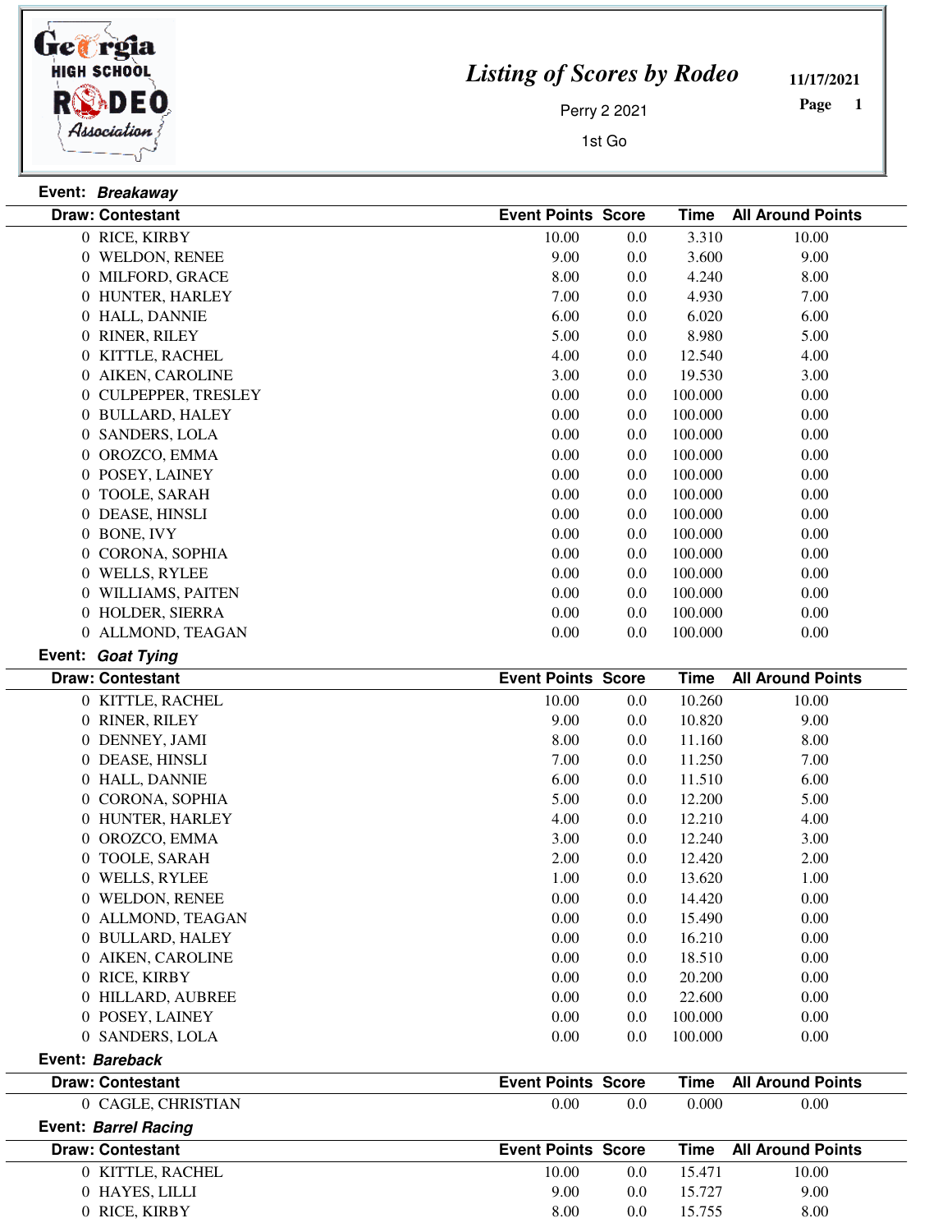# Listing of Scores by Rodeo

Perry 2 2021

1st Go

11/17/2021

**Event:** ***Breakaway***

| Draw | Contestant | Event Points | Score | Time | All Around Points |
|---|---|---|---|---|---|
| 0 | RICE, KIRBY | 10.00 | 0.0 | 3.310 | 10.00 |
| 0 | WELDON, RENEE | 9.00 | 0.0 | 3.600 | 9.00 |
| 0 | MILFORD, GRACE | 8.00 | 0.0 | 4.240 | 8.00 |
| 0 | HUNTER, HARLEY | 7.00 | 0.0 | 4.930 | 7.00 |
| 0 | HALL, DANNIE | 6.00 | 0.0 | 6.020 | 6.00 |
| 0 | RINER, RILEY | 5.00 | 0.0 | 8.980 | 5.00 |
| 0 | KITTLE, RACHEL | 4.00 | 0.0 | 12.540 | 4.00 |
| 0 | AIKEN, CAROLINE | 3.00 | 0.0 | 19.530 | 3.00 |
| 0 | CULPEPPER, TRESLEY | 0.00 | 0.0 | 100.000 | 0.00 |
| 0 | BULLARD, HALEY | 0.00 | 0.0 | 100.000 | 0.00 |
| 0 | SANDERS, LOLA | 0.00 | 0.0 | 100.000 | 0.00 |
| 0 | OROZCO, EMMA | 0.00 | 0.0 | 100.000 | 0.00 |
| 0 | POSEY, LAINEY | 0.00 | 0.0 | 100.000 | 0.00 |
| 0 | TOOLE, SARAH | 0.00 | 0.0 | 100.000 | 0.00 |
| 0 | DEASE, HINSLI | 0.00 | 0.0 | 100.000 | 0.00 |
| 0 | BONE, IVY | 0.00 | 0.0 | 100.000 | 0.00 |
| 0 | CORONA, SOPHIA | 0.00 | 0.0 | 100.000 | 0.00 |
| 0 | WELLS, RYLEE | 0.00 | 0.0 | 100.000 | 0.00 |
| 0 | WILLIAMS, PAITEN | 0.00 | 0.0 | 100.000 | 0.00 |
| 0 | HOLDER, SIERRA | 0.00 | 0.0 | 100.000 | 0.00 |
| 0 | ALLMOND, TEAGAN | 0.00 | 0.0 | 100.000 | 0.00 |

**Event:** ***Goat Tying***

| Draw | Contestant | Event Points | Score | Time | All Around Points |
|---|---|---|---|---|---|
| 0 | KITTLE, RACHEL | 10.00 | 0.0 | 10.260 | 10.00 |
| 0 | RINER, RILEY | 9.00 | 0.0 | 10.820 | 9.00 |
| 0 | DENNEY, JAMI | 8.00 | 0.0 | 11.160 | 8.00 |
| 0 | DEASE, HINSLI | 7.00 | 0.0 | 11.250 | 7.00 |
| 0 | HALL, DANNIE | 6.00 | 0.0 | 11.510 | 6.00 |
| 0 | CORONA, SOPHIA | 5.00 | 0.0 | 12.200 | 5.00 |
| 0 | HUNTER, HARLEY | 4.00 | 0.0 | 12.210 | 4.00 |
| 0 | OROZCO, EMMA | 3.00 | 0.0 | 12.240 | 3.00 |
| 0 | TOOLE, SARAH | 2.00 | 0.0 | 12.420 | 2.00 |
| 0 | WELLS, RYLEE | 1.00 | 0.0 | 13.620 | 1.00 |
| 0 | WELDON, RENEE | 0.00 | 0.0 | 14.420 | 0.00 |
| 0 | ALLMOND, TEAGAN | 0.00 | 0.0 | 15.490 | 0.00 |
| 0 | BULLARD, HALEY | 0.00 | 0.0 | 16.210 | 0.00 |
| 0 | AIKEN, CAROLINE | 0.00 | 0.0 | 18.510 | 0.00 |
| 0 | RICE, KIRBY | 0.00 | 0.0 | 20.200 | 0.00 |
| 0 | HILLARD, AUBREE | 0.00 | 0.0 | 22.600 | 0.00 |
| 0 | POSEY, LAINEY | 0.00 | 0.0 | 100.000 | 0.00 |
| 0 | SANDERS, LOLA | 0.00 | 0.0 | 100.000 | 0.00 |

**Event:** ***Bareback***

| Draw | Contestant | Event Points | Score | Time | All Around Points |
|---|---|---|---|---|---|
| 0 | CAGLE, CHRISTIAN | 0.00 | 0.0 | 0.000 | 0.00 |

**Event:** ***Barrel Racing***

| Draw | Contestant | Event Points | Score | Time | All Around Points |
|---|---|---|---|---|---|
| 0 | KITTLE, RACHEL | 10.00 | 0.0 | 15.471 | 10.00 |
| 0 | HAYES, LILLI | 9.00 | 0.0 | 15.727 | 9.00 |
| 0 | RICE, KIRBY | 8.00 | 0.0 | 15.755 | 8.00 |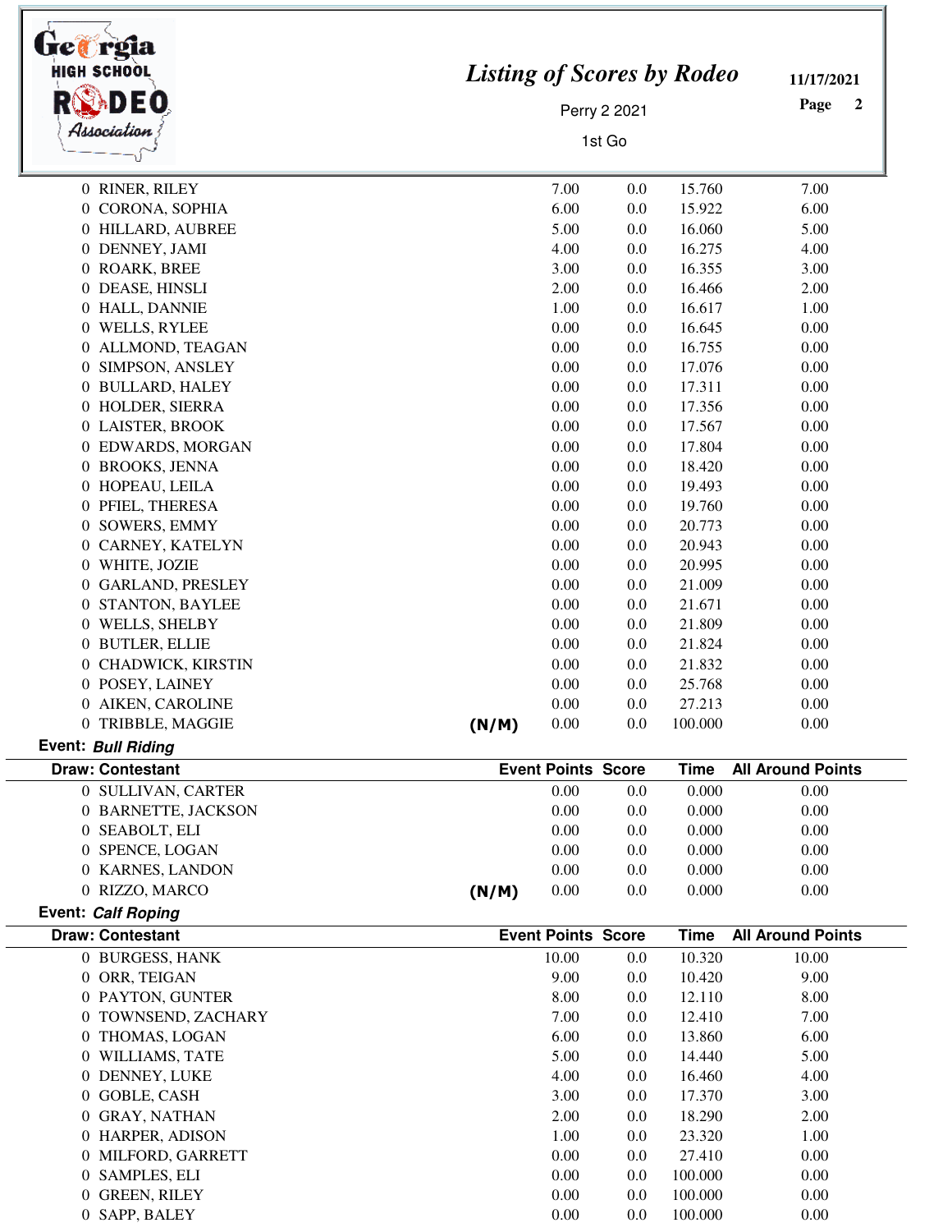| Draw: Contestant | | Event Points | Score | Time | All Around Points |
|---|---|---|---|---|---|
| 0 RINER, RILEY | | 7.00 | 0.0 | 15.760 | 7.00 |
| 0 CORONA, SOPHIA | | 6.00 | 0.0 | 15.922 | 6.00 |
| 0 HILLARD, AUBREE | | 5.00 | 0.0 | 16.060 | 5.00 |
| 0 DENNEY, JAMI | | 4.00 | 0.0 | 16.275 | 4.00 |
| 0 ROARK, BREE | | 3.00 | 0.0 | 16.355 | 3.00 |
| 0 DEASE, HINSLI | | 2.00 | 0.0 | 16.466 | 2.00 |
| 0 HALL, DANNIE | | 1.00 | 0.0 | 16.617 | 1.00 |
| 0 WELLS, RYLEE | | 0.00 | 0.0 | 16.645 | 0.00 |
| 0 ALLMOND, TEAGAN | | 0.00 | 0.0 | 16.755 | 0.00 |
| 0 SIMPSON, ANSLEY | | 0.00 | 0.0 | 17.076 | 0.00 |
| 0 BULLARD, HALEY | | 0.00 | 0.0 | 17.311 | 0.00 |
| 0 HOLDER, SIERRA | | 0.00 | 0.0 | 17.356 | 0.00 |
| 0 LAISTER, BROOK | | 0.00 | 0.0 | 17.567 | 0.00 |
| 0 EDWARDS, MORGAN | | 0.00 | 0.0 | 17.804 | 0.00 |
| 0 BROOKS, JENNA | | 0.00 | 0.0 | 18.420 | 0.00 |
| 0 HOPEAU, LEILA | | 0.00 | 0.0 | 19.493 | 0.00 |
| 0 PFIEL, THERESA | | 0.00 | 0.0 | 19.760 | 0.00 |
| 0 SOWERS, EMMY | | 0.00 | 0.0 | 20.773 | 0.00 |
| 0 CARNEY, KATELYN | | 0.00 | 0.0 | 20.943 | 0.00 |
| 0 WHITE, JOZIE | | 0.00 | 0.0 | 20.995 | 0.00 |
| 0 GARLAND, PRESLEY | | 0.00 | 0.0 | 21.009 | 0.00 |
| 0 STANTON, BAYLEE | | 0.00 | 0.0 | 21.671 | 0.00 |
| 0 WELLS, SHELBY | | 0.00 | 0.0 | 21.809 | 0.00 |
| 0 BUTLER, ELLIE | | 0.00 | 0.0 | 21.824 | 0.00 |
| 0 CHADWICK, KIRSTIN | | 0.00 | 0.0 | 21.832 | 0.00 |
| 0 POSEY, LAINEY | | 0.00 | 0.0 | 25.768 | 0.00 |
| 0 AIKEN, CAROLINE | | 0.00 | 0.0 | 27.213 | 0.00 |
| 0 TRIBBLE, MAGGIE | (N/M) | 0.00 | 0.0 | 100.000 | 0.00 |

**Event:** ***Bull Riding***

| Draw: Contestant | | Event Points | Score | Time | All Around Points |
|---|---|---|---|---|---|
| 0 SULLIVAN, CARTER | | 0.00 | 0.0 | 0.000 | 0.00 |
| 0 BARNETTE, JACKSON | | 0.00 | 0.0 | 0.000 | 0.00 |
| 0 SEABOLT, ELI | | 0.00 | 0.0 | 0.000 | 0.00 |
| 0 SPENCE, LOGAN | | 0.00 | 0.0 | 0.000 | 0.00 |
| 0 KARNES, LANDON | | 0.00 | 0.0 | 0.000 | 0.00 |
| 0 RIZZO, MARCO | (N/M) | 0.00 | 0.0 | 0.000 | 0.00 |

**Event:** ***Calf Roping***

| Draw: Contestant | | Event Points | Score | Time | All Around Points |
|---|---|---|---|---|---|
| 0 BURGESS, HANK | | 10.00 | 0.0 | 10.320 | 10.00 |
| 0 ORR, TEIGAN | | 9.00 | 0.0 | 10.420 | 9.00 |
| 0 PAYTON, GUNTER | | 8.00 | 0.0 | 12.110 | 8.00 |
| 0 TOWNSEND, ZACHARY | | 7.00 | 0.0 | 12.410 | 7.00 |
| 0 THOMAS, LOGAN | | 6.00 | 0.0 | 13.860 | 6.00 |
| 0 WILLIAMS, TATE | | 5.00 | 0.0 | 14.440 | 5.00 |
| 0 DENNEY, LUKE | | 4.00 | 0.0 | 16.460 | 4.00 |
| 0 GOBLE, CASH | | 3.00 | 0.0 | 17.370 | 3.00 |
| 0 GRAY, NATHAN | | 2.00 | 0.0 | 18.290 | 2.00 |
| 0 HARPER, ADISON | | 1.00 | 0.0 | 23.320 | 1.00 |
| 0 MILFORD, GARRETT | | 0.00 | 0.0 | 27.410 | 0.00 |
| 0 SAMPLES, ELI | | 0.00 | 0.0 | 100.000 | 0.00 |
| 0 GREEN, RILEY | | 0.00 | 0.0 | 100.000 | 0.00 |
| 0 SAPP, BALEY | | 0.00 | 0.0 | 100.000 | 0.00 |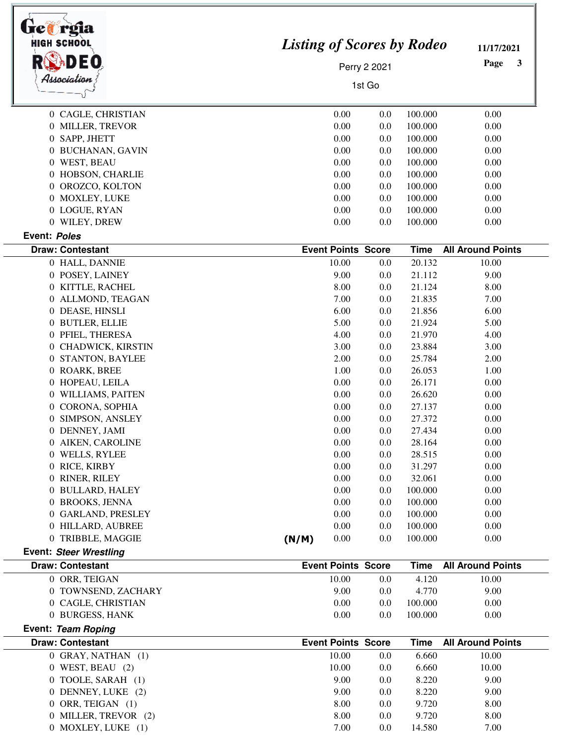| Draw: Contestant | Event Points | Score | Time | All Around Points |
|---|---|---|---|---|
| 0 CAGLE, CHRISTIAN | 0.00 | 0.0 | 100.000 | 0.00 |
| 0 MILLER, TREVOR | 0.00 | 0.0 | 100.000 | 0.00 |
| 0 SAPP, JHETT | 0.00 | 0.0 | 100.000 | 0.00 |
| 0 BUCHANAN, GAVIN | 0.00 | 0.0 | 100.000 | 0.00 |
| 0 WEST, BEAU | 0.00 | 0.0 | 100.000 | 0.00 |
| 0 HOBSON, CHARLIE | 0.00 | 0.0 | 100.000 | 0.00 |
| 0 OROZCO, KOLTON | 0.00 | 0.0 | 100.000 | 0.00 |
| 0 MOXLEY, LUKE | 0.00 | 0.0 | 100.000 | 0.00 |
| 0 LOGUE, RYAN | 0.00 | 0.0 | 100.000 | 0.00 |
| 0 WILEY, DREW | 0.00 | 0.0 | 100.000 | 0.00 |

**Event:** ***Poles***

| Draw: Contestant | | Event Points | Score | Time | All Around Points |
|---|---|---|---|---|---|
| 0 HALL, DANNIE | | 10.00 | 0.0 | 20.132 | 10.00 |
| 0 POSEY, LAINEY | | 9.00 | 0.0 | 21.112 | 9.00 |
| 0 KITTLE, RACHEL | | 8.00 | 0.0 | 21.124 | 8.00 |
| 0 ALLMOND, TEAGAN | | 7.00 | 0.0 | 21.835 | 7.00 |
| 0 DEASE, HINSLI | | 6.00 | 0.0 | 21.856 | 6.00 |
| 0 BUTLER, ELLIE | | 5.00 | 0.0 | 21.924 | 5.00 |
| 0 PFIEL, THERESA | | 4.00 | 0.0 | 21.970 | 4.00 |
| 0 CHADWICK, KIRSTIN | | 3.00 | 0.0 | 23.884 | 3.00 |
| 0 STANTON, BAYLEE | | 2.00 | 0.0 | 25.784 | 2.00 |
| 0 ROARK, BREE | | 1.00 | 0.0 | 26.053 | 1.00 |
| 0 HOPEAU, LEILA | | 0.00 | 0.0 | 26.171 | 0.00 |
| 0 WILLIAMS, PAITEN | | 0.00 | 0.0 | 26.620 | 0.00 |
| 0 CORONA, SOPHIA | | 0.00 | 0.0 | 27.137 | 0.00 |
| 0 SIMPSON, ANSLEY | | 0.00 | 0.0 | 27.372 | 0.00 |
| 0 DENNEY, JAMI | | 0.00 | 0.0 | 27.434 | 0.00 |
| 0 AIKEN, CAROLINE | | 0.00 | 0.0 | 28.164 | 0.00 |
| 0 WELLS, RYLEE | | 0.00 | 0.0 | 28.515 | 0.00 |
| 0 RICE, KIRBY | | 0.00 | 0.0 | 31.297 | 0.00 |
| 0 RINER, RILEY | | 0.00 | 0.0 | 32.061 | 0.00 |
| 0 BULLARD, HALEY | | 0.00 | 0.0 | 100.000 | 0.00 |
| 0 BROOKS, JENNA | | 0.00 | 0.0 | 100.000 | 0.00 |
| 0 GARLAND, PRESLEY | | 0.00 | 0.0 | 100.000 | 0.00 |
| 0 HILLARD, AUBREE | | 0.00 | 0.0 | 100.000 | 0.00 |
| 0 TRIBBLE, MAGGIE | (N/M) | 0.00 | 0.0 | 100.000 | 0.00 |

**Event:** ***Steer Wrestling***

| Draw: Contestant | Event Points | Score | Time | All Around Points |
|---|---|---|---|---|
| 0 ORR, TEIGAN | 10.00 | 0.0 | 4.120 | 10.00 |
| 0 TOWNSEND, ZACHARY | 9.00 | 0.0 | 4.770 | 9.00 |
| 0 CAGLE, CHRISTIAN | 0.00 | 0.0 | 100.000 | 0.00 |
| 0 BURGESS, HANK | 0.00 | 0.0 | 100.000 | 0.00 |

**Event:** ***Team Roping***

| Draw: Contestant | Event Points | Score | Time | All Around Points |
|---|---|---|---|---|
| 0 GRAY, NATHAN (1) | 10.00 | 0.0 | 6.660 | 10.00 |
| 0 WEST, BEAU (2) | 10.00 | 0.0 | 6.660 | 10.00 |
| 0 TOOLE, SARAH (1) | 9.00 | 0.0 | 8.220 | 9.00 |
| 0 DENNEY, LUKE (2) | 9.00 | 0.0 | 8.220 | 9.00 |
| 0 ORR, TEIGAN (1) | 8.00 | 0.0 | 9.720 | 8.00 |
| 0 MILLER, TREVOR (2) | 8.00 | 0.0 | 9.720 | 8.00 |
| 0 MOXLEY, LUKE (1) | 7.00 | 0.0 | 14.580 | 7.00 |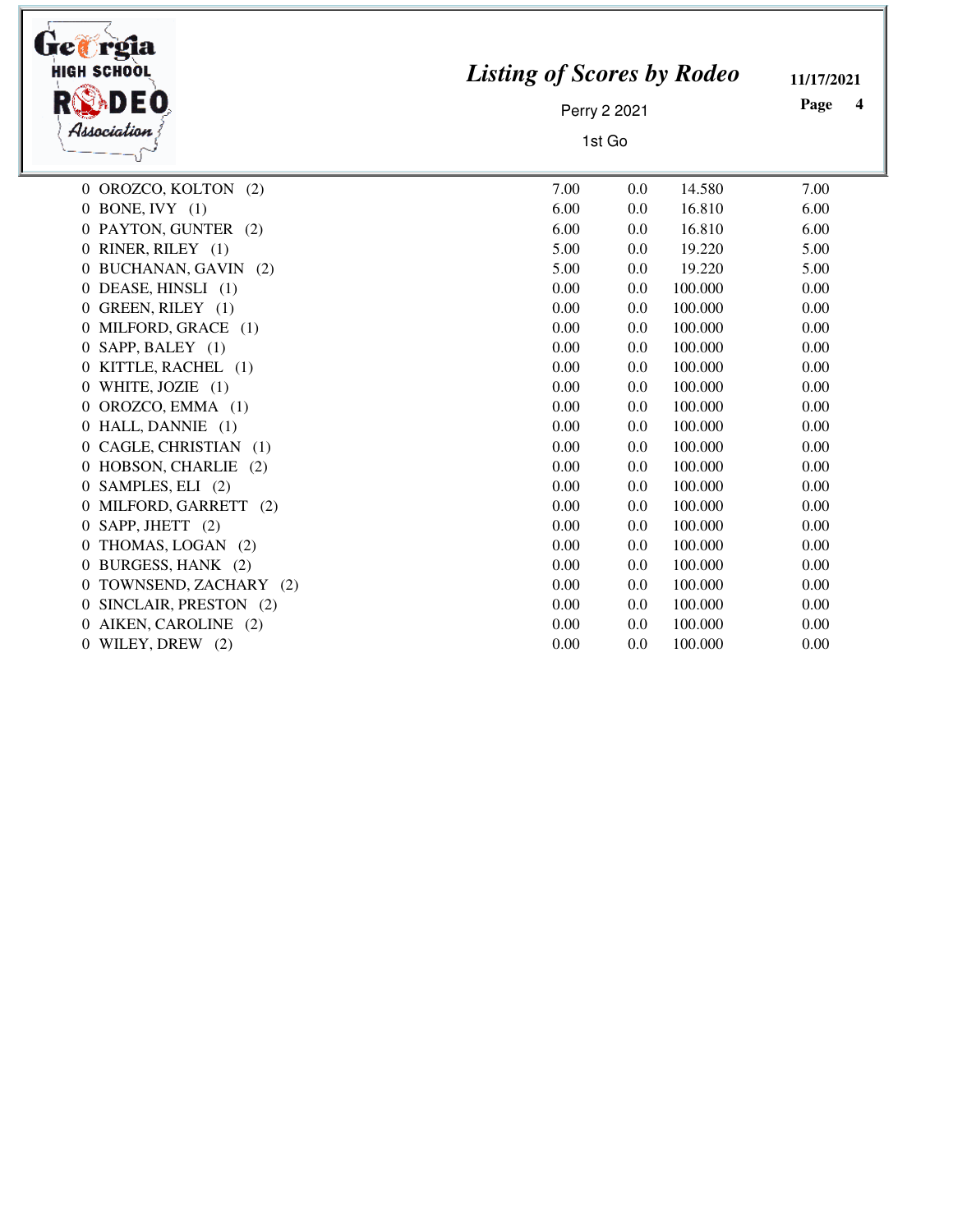# Listing of Scores by Rodeo

Perry 2 2021

1st Go

11/17/2021

| | | | | | |
|---|---|---|---|---|---|
| 0 | OROZCO, KOLTON (2) | 7.00 | 0.0 | 14.580 | 7.00 |
| 0 | BONE, IVY (1) | 6.00 | 0.0 | 16.810 | 6.00 |
| 0 | PAYTON, GUNTER (2) | 6.00 | 0.0 | 16.810 | 6.00 |
| 0 | RINER, RILEY (1) | 5.00 | 0.0 | 19.220 | 5.00 |
| 0 | BUCHANAN, GAVIN (2) | 5.00 | 0.0 | 19.220 | 5.00 |
| 0 | DEASE, HINSLI (1) | 0.00 | 0.0 | 100.000 | 0.00 |
| 0 | GREEN, RILEY (1) | 0.00 | 0.0 | 100.000 | 0.00 |
| 0 | MILFORD, GRACE (1) | 0.00 | 0.0 | 100.000 | 0.00 |
| 0 | SAPP, BALEY (1) | 0.00 | 0.0 | 100.000 | 0.00 |
| 0 | KITTLE, RACHEL (1) | 0.00 | 0.0 | 100.000 | 0.00 |
| 0 | WHITE, JOZIE (1) | 0.00 | 0.0 | 100.000 | 0.00 |
| 0 | OROZCO, EMMA (1) | 0.00 | 0.0 | 100.000 | 0.00 |
| 0 | HALL, DANNIE (1) | 0.00 | 0.0 | 100.000 | 0.00 |
| 0 | CAGLE, CHRISTIAN (1) | 0.00 | 0.0 | 100.000 | 0.00 |
| 0 | HOBSON, CHARLIE (2) | 0.00 | 0.0 | 100.000 | 0.00 |
| 0 | SAMPLES, ELI (2) | 0.00 | 0.0 | 100.000 | 0.00 |
| 0 | MILFORD, GARRETT (2) | 0.00 | 0.0 | 100.000 | 0.00 |
| 0 | SAPP, JHETT (2) | 0.00 | 0.0 | 100.000 | 0.00 |
| 0 | THOMAS, LOGAN (2) | 0.00 | 0.0 | 100.000 | 0.00 |
| 0 | BURGESS, HANK (2) | 0.00 | 0.0 | 100.000 | 0.00 |
| 0 | TOWNSEND, ZACHARY (2) | 0.00 | 0.0 | 100.000 | 0.00 |
| 0 | SINCLAIR, PRESTON (2) | 0.00 | 0.0 | 100.000 | 0.00 |
| 0 | AIKEN, CAROLINE (2) | 0.00 | 0.0 | 100.000 | 0.00 |
| 0 | WILEY, DREW (2) | 0.00 | 0.0 | 100.000 | 0.00 |